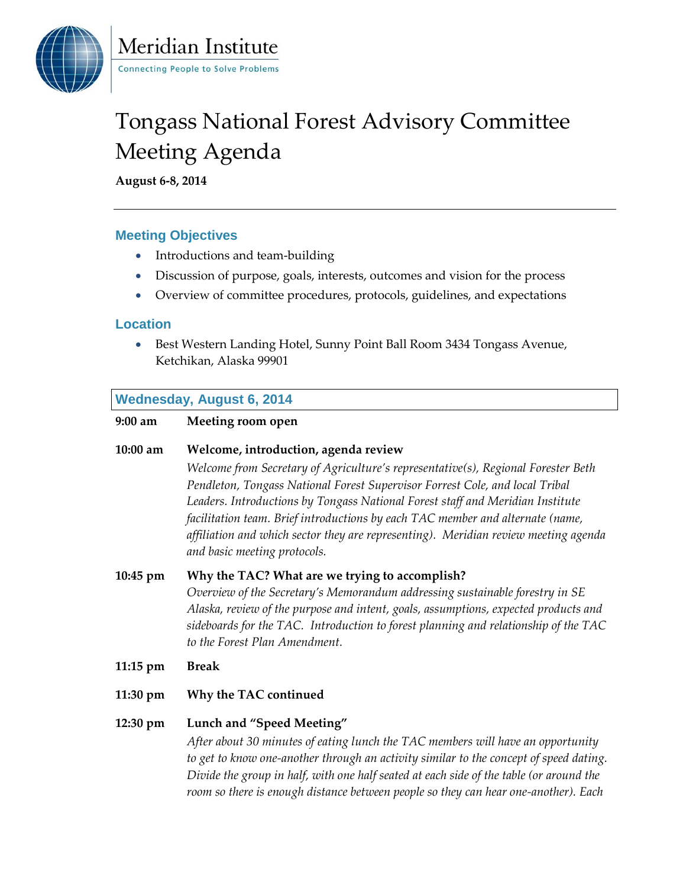Meridian Institute

Connecting People to Solve Problems

# Tongass National Forest Advisory Committee Meeting Agenda

**August 6-8, 2014**

---

## Meeting Objectives

- Introductions and team-building
- Discussion of purpose, goals, interests, outcomes and vision for the process
- Overview of committee procedures, protocols, guidelines, and expectations

## Location

- Best Western Landing Hotel, Sunny Point Ball Room 3434 Tongass Avenue, Ketchikan, Alaska 99901

## Wednesday, August 6, 2014

**9:00 am** **Meeting room open**

**10:00 am** **Welcome, introduction, agenda review**

*Welcome from Secretary of Agriculture's representative(s), Regional Forester Beth Pendleton, Tongass National Forest Supervisor Forrest Cole, and local Tribal Leaders. Introductions by Tongass National Forest staff and Meridian Institute facilitation team. Brief introductions by each TAC member and alternate (name, affiliation and which sector they are representing). Meridian review meeting agenda and basic meeting protocols.*

**10:45 pm** **Why the TAC? What are we trying to accomplish?**

*Overview of the Secretary's Memorandum addressing sustainable forestry in SE Alaska, review of the purpose and intent, goals, assumptions, expected products and sideboards for the TAC. Introduction to forest planning and relationship of the TAC to the Forest Plan Amendment.*

**11:15 pm** **Break**

**11:30 pm** **Why the TAC continued**

**12:30 pm** **Lunch and "Speed Meeting"**

*After about 30 minutes of eating lunch the TAC members will have an opportunity to get to know one-another through an activity similar to the concept of speed dating. Divide the group in half, with one half seated at each side of the table (or around the room so there is enough distance between people so they can hear one-another). Each*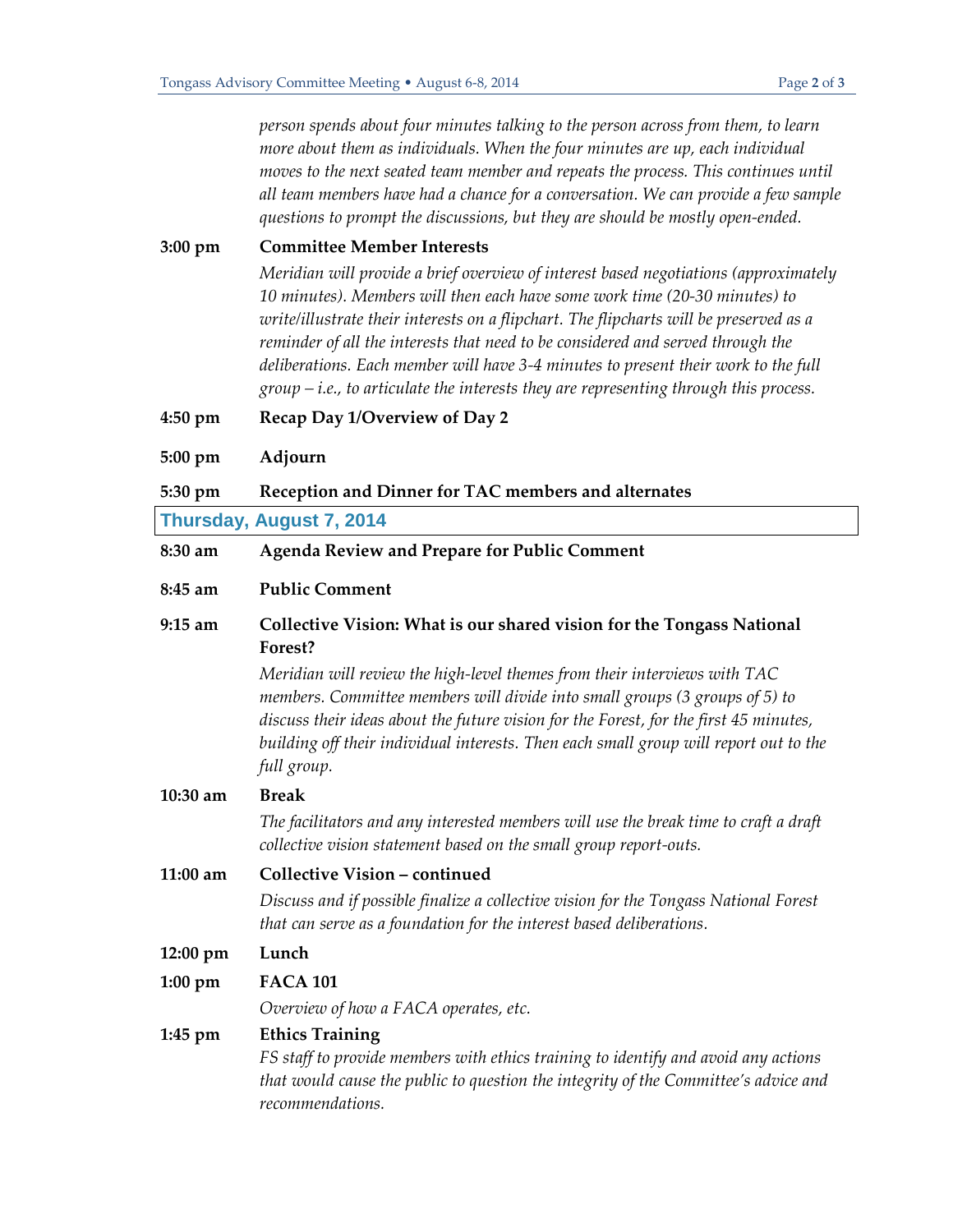*person spends about four minutes talking to the person across from them, to learn more about them as individuals. When the four minutes are up, each individual moves to the next seated team member and repeats the process. This continues until all team members have had a chance for a conversation. We can provide a few sample questions to prompt the discussions, but they are should be mostly open-ended.*

**3:00 pm** **Committee Member Interests**

*Meridian will provide a brief overview of interest based negotiations (approximately 10 minutes). Members will then each have some work time (20-30 minutes) to write/illustrate their interests on a flipchart. The flipcharts will be preserved as a reminder of all the interests that need to be considered and served through the deliberations. Each member will have 3-4 minutes to present their work to the full group – i.e., to articulate the interests they are representing through this process.*

**4:50 pm** **Recap Day 1/Overview of Day 2**

**5:00 pm** **Adjourn**

**5:30 pm** **Reception and Dinner for TAC members and alternates**

## Thursday, August 7, 2014

**8:30 am** **Agenda Review and Prepare for Public Comment**

**8:45 am** **Public Comment**

**9:15 am** **Collective Vision: What is our shared vision for the Tongass National Forest?**

*Meridian will review the high-level themes from their interviews with TAC members. Committee members will divide into small groups (3 groups of 5) to discuss their ideas about the future vision for the Forest, for the first 45 minutes, building off their individual interests. Then each small group will report out to the full group.*

**10:30 am** **Break**

*The facilitators and any interested members will use the break time to craft a draft collective vision statement based on the small group report-outs.*

**11:00 am** **Collective Vision – continued**

*Discuss and if possible finalize a collective vision for the Tongass National Forest that can serve as a foundation for the interest based deliberations.*

**12:00 pm** **Lunch**

**1:00 pm** **FACA 101**

*Overview of how a FACA operates, etc.*

**1:45 pm** **Ethics Training**

*FS staff to provide members with ethics training to identify and avoid any actions that would cause the public to question the integrity of the Committee's advice and recommendations.*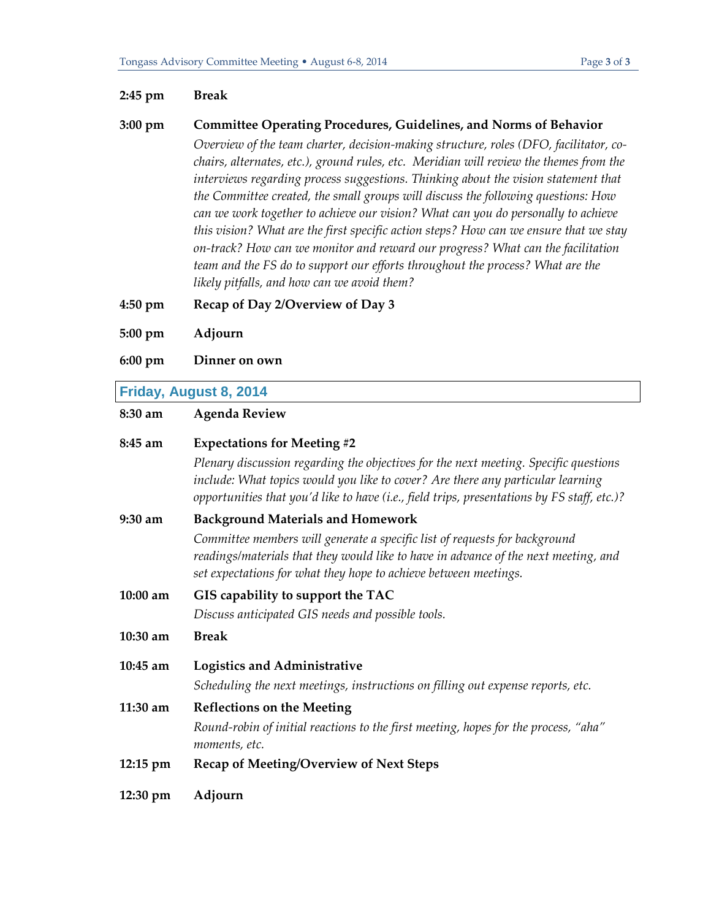**2:45 pm** **Break**

**3:00 pm** **Committee Operating Procedures, Guidelines, and Norms of Behavior**

*Overview of the team charter, decision-making structure, roles (DFO, facilitator, co-chairs, alternates, etc.), ground rules, etc. Meridian will review the themes from the interviews regarding process suggestions. Thinking about the vision statement that the Committee created, the small groups will discuss the following questions: How can we work together to achieve our vision? What can you do personally to achieve this vision? What are the first specific action steps? How can we ensure that we stay on-track? How can we monitor and reward our progress? What can the facilitation team and the FS do to support our efforts throughout the process? What are the likely pitfalls, and how can we avoid them?*

**4:50 pm** **Recap of Day 2/Overview of Day 3**

**5:00 pm** **Adjourn**

**6:00 pm** **Dinner on own**

## Friday, August 8, 2014

**8:30 am** **Agenda Review**

**8:45 am** **Expectations for Meeting #2**

*Plenary discussion regarding the objectives for the next meeting. Specific questions include: What topics would you like to cover? Are there any particular learning opportunities that you'd like to have (i.e., field trips, presentations by FS staff, etc.)?*

**9:30 am** **Background Materials and Homework**

*Committee members will generate a specific list of requests for background readings/materials that they would like to have in advance of the next meeting, and set expectations for what they hope to achieve between meetings.*

**10:00 am** **GIS capability to support the TAC**

*Discuss anticipated GIS needs and possible tools.*

**10:30 am** **Break**

**10:45 am** **Logistics and Administrative**

*Scheduling the next meetings, instructions on filling out expense reports, etc.*

**11:30 am** **Reflections on the Meeting**

*Round-robin of initial reactions to the first meeting, hopes for the process, "aha" moments, etc.*

**12:15 pm** **Recap of Meeting/Overview of Next Steps**

**12:30 pm** **Adjourn**